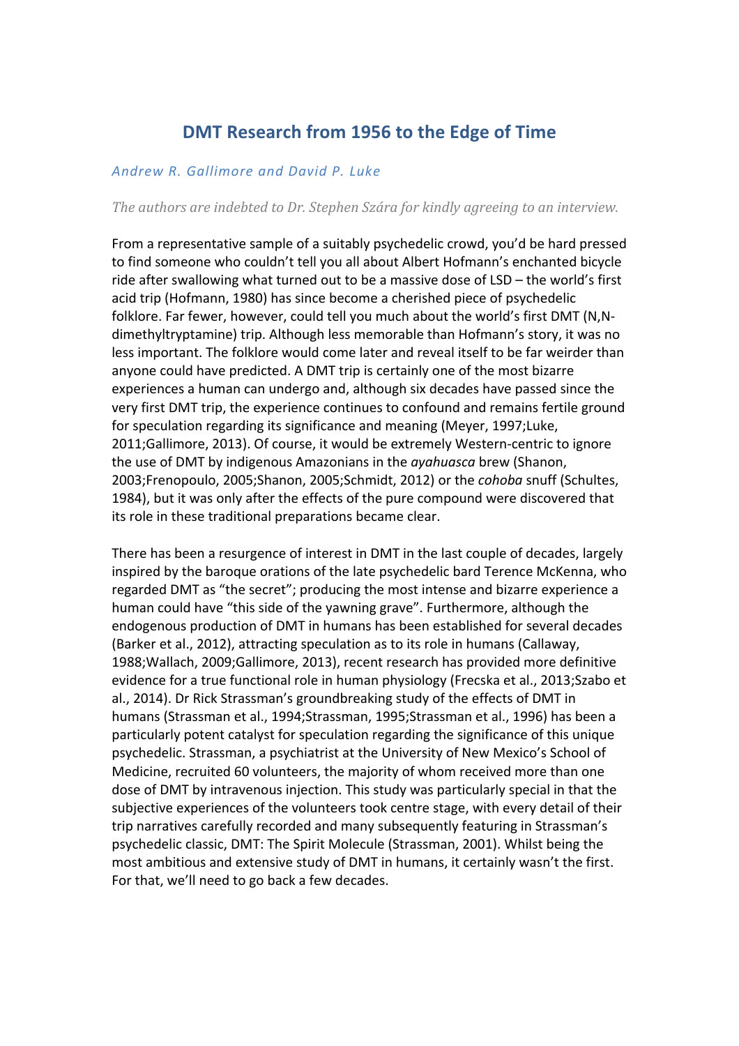# DMT Research from 1956 to the Edge of Time

*Andrew R. Gallimore and David P. Luke*

*The authors are indebted to Dr. Stephen Szára for kindly agreeing to an interview.*

From a representative sample of a suitably psychedelic crowd, you'd be hard pressed to find someone who couldn't tell you all about Albert Hofmann's enchanted bicycle ride after swallowing what turned out to be a massive dose of LSD – the world's first acid trip (Hofmann, 1980) has since become a cherished piece of psychedelic folklore. Far fewer, however, could tell you much about the world's first DMT (N,N-dimethyltryptamine) trip. Although less memorable than Hofmann's story, it was no less important. The folklore would come later and reveal itself to be far weirder than anyone could have predicted. A DMT trip is certainly one of the most bizarre experiences a human can undergo and, although six decades have passed since the very first DMT trip, the experience continues to confound and remains fertile ground for speculation regarding its significance and meaning (Meyer, 1997;Luke, 2011;Gallimore, 2013). Of course, it would be extremely Western-centric to ignore the use of DMT by indigenous Amazonians in the *ayahuasca* brew (Shanon, 2003;Frenopoulo, 2005;Shanon, 2005;Schmidt, 2012) or the *cohoba* snuff (Schultes, 1984), but it was only after the effects of the pure compound were discovered that its role in these traditional preparations became clear.

There has been a resurgence of interest in DMT in the last couple of decades, largely inspired by the baroque orations of the late psychedelic bard Terence McKenna, who regarded DMT as "the secret"; producing the most intense and bizarre experience a human could have "this side of the yawning grave". Furthermore, although the endogenous production of DMT in humans has been established for several decades (Barker et al., 2012), attracting speculation as to its role in humans (Callaway, 1988;Wallach, 2009;Gallimore, 2013), recent research has provided more definitive evidence for a true functional role in human physiology (Frecska et al., 2013;Szabo et al., 2014). Dr Rick Strassman's groundbreaking study of the effects of DMT in humans (Strassman et al., 1994;Strassman, 1995;Strassman et al., 1996) has been a particularly potent catalyst for speculation regarding the significance of this unique psychedelic. Strassman, a psychiatrist at the University of New Mexico's School of Medicine, recruited 60 volunteers, the majority of whom received more than one dose of DMT by intravenous injection. This study was particularly special in that the subjective experiences of the volunteers took centre stage, with every detail of their trip narratives carefully recorded and many subsequently featuring in Strassman's psychedelic classic, DMT: The Spirit Molecule (Strassman, 2001). Whilst being the most ambitious and extensive study of DMT in humans, it certainly wasn't the first. For that, we'll need to go back a few decades.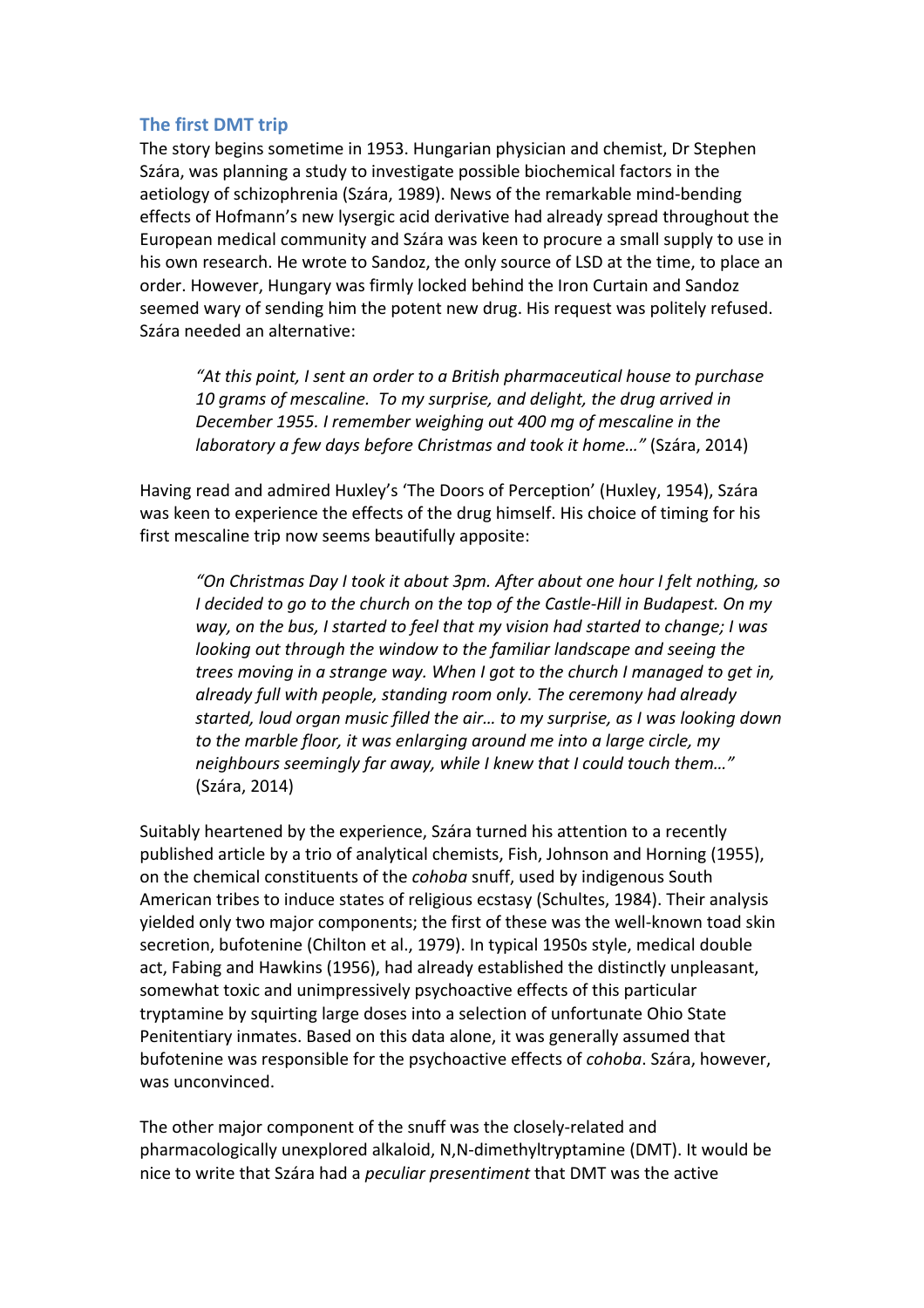### The first DMT trip

The story begins sometime in 1953. Hungarian physician and chemist, Dr Stephen Szára, was planning a study to investigate possible biochemical factors in the aetiology of schizophrenia (Szára, 1989). News of the remarkable mind-bending effects of Hofmann's new lysergic acid derivative had already spread throughout the European medical community and Szára was keen to procure a small supply to use in his own research. He wrote to Sandoz, the only source of LSD at the time, to place an order. However, Hungary was firmly locked behind the Iron Curtain and Sandoz seemed wary of sending him the potent new drug. His request was politely refused. Szára needed an alternative:

> *"At this point, I sent an order to a British pharmaceutical house to purchase 10 grams of mescaline. To my surprise, and delight, the drug arrived in December 1955. I remember weighing out 400 mg of mescaline in the laboratory a few days before Christmas and took it home…"* (Szára, 2014)

Having read and admired Huxley's 'The Doors of Perception' (Huxley, 1954), Szára was keen to experience the effects of the drug himself. His choice of timing for his first mescaline trip now seems beautifully apposite:

> *"On Christmas Day I took it about 3pm. After about one hour I felt nothing, so I decided to go to the church on the top of the Castle-Hill in Budapest. On my way, on the bus, I started to feel that my vision had started to change; I was looking out through the window to the familiar landscape and seeing the trees moving in a strange way. When I got to the church I managed to get in, already full with people, standing room only. The ceremony had already started, loud organ music filled the air… to my surprise, as I was looking down to the marble floor, it was enlarging around me into a large circle, my neighbours seemingly far away, while I knew that I could touch them…"* (Szára, 2014)

Suitably heartened by the experience, Szára turned his attention to a recently published article by a trio of analytical chemists, Fish, Johnson and Horning (1955), on the chemical constituents of the *cohoba* snuff, used by indigenous South American tribes to induce states of religious ecstasy (Schultes, 1984). Their analysis yielded only two major components; the first of these was the well-known toad skin secretion, bufotenine (Chilton et al., 1979). In typical 1950s style, medical double act, Fabing and Hawkins (1956), had already established the distinctly unpleasant, somewhat toxic and unimpressively psychoactive effects of this particular tryptamine by squirting large doses into a selection of unfortunate Ohio State Penitentiary inmates. Based on this data alone, it was generally assumed that bufotenine was responsible for the psychoactive effects of *cohoba*. Szára, however, was unconvinced.

The other major component of the snuff was the closely-related and pharmacologically unexplored alkaloid, N,N-dimethyltryptamine (DMT). It would be nice to write that Szára had a *peculiar presentiment* that DMT was the active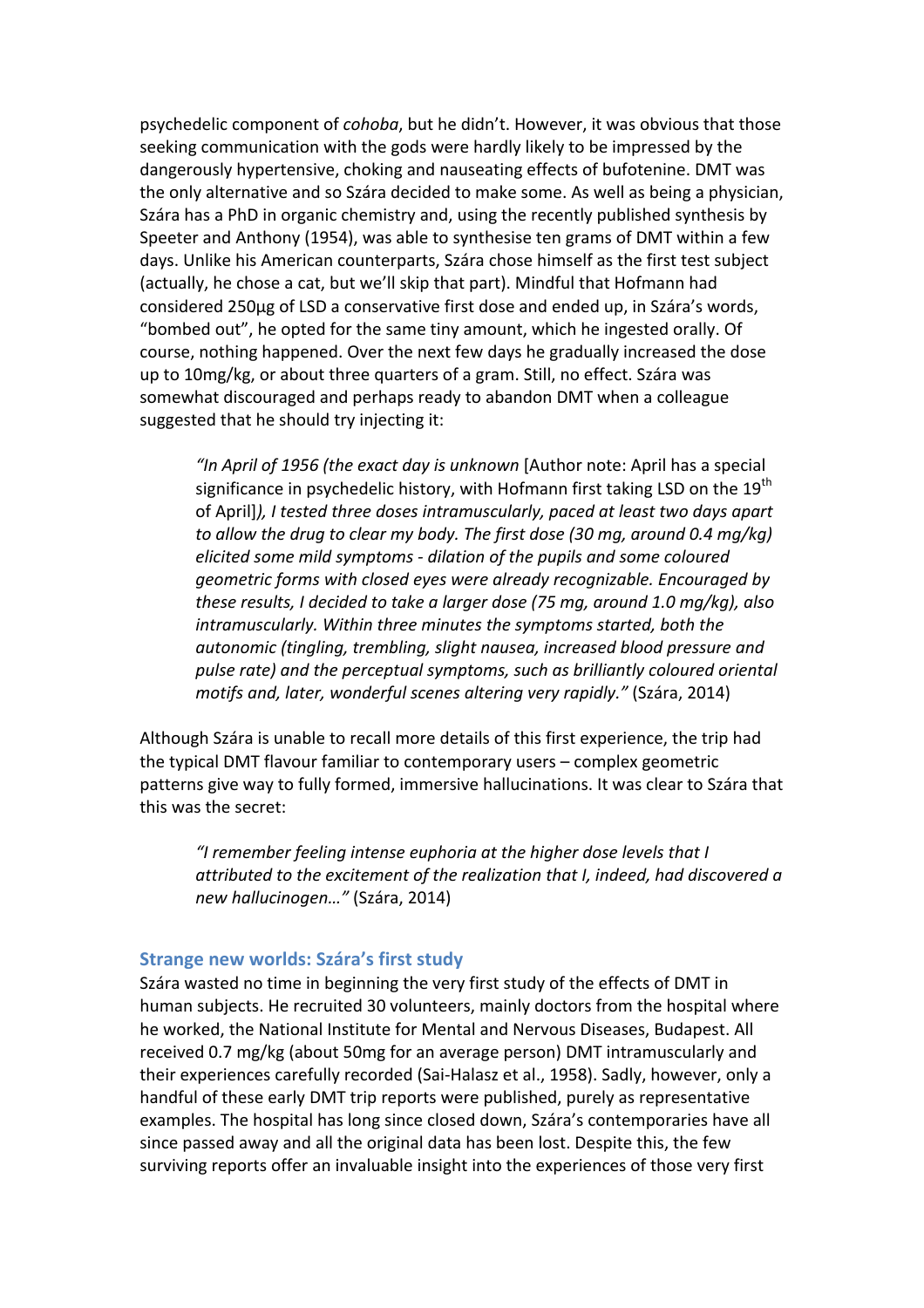psychedelic component of *cohoba*, but he didn't. However, it was obvious that those seeking communication with the gods were hardly likely to be impressed by the dangerously hypertensive, choking and nauseating effects of bufotenine. DMT was the only alternative and so Szára decided to make some. As well as being a physician, Szára has a PhD in organic chemistry and, using the recently published synthesis by Speeter and Anthony (1954), was able to synthesise ten grams of DMT within a few days. Unlike his American counterparts, Szára chose himself as the first test subject (actually, he chose a cat, but we'll skip that part). Mindful that Hofmann had considered 250µg of LSD a conservative first dose and ended up, in Szára's words, "bombed out", he opted for the same tiny amount, which he ingested orally. Of course, nothing happened. Over the next few days he gradually increased the dose up to 10mg/kg, or about three quarters of a gram. Still, no effect. Szára was somewhat discouraged and perhaps ready to abandon DMT when a colleague suggested that he should try injecting it:

> *"In April of 1956 (the exact day is unknown* [Author note: April has a special significance in psychedelic history, with Hofmann first taking LSD on the 19th of April]*), I tested three doses intramuscularly, paced at least two days apart to allow the drug to clear my body. The first dose (30 mg, around 0.4 mg/kg) elicited some mild symptoms - dilation of the pupils and some coloured geometric forms with closed eyes were already recognizable. Encouraged by these results, I decided to take a larger dose (75 mg, around 1.0 mg/kg), also intramuscularly. Within three minutes the symptoms started, both the autonomic (tingling, trembling, slight nausea, increased blood pressure and pulse rate) and the perceptual symptoms, such as brilliantly coloured oriental motifs and, later, wonderful scenes altering very rapidly."* (Szára, 2014)

Although Szára is unable to recall more details of this first experience, the trip had the typical DMT flavour familiar to contemporary users – complex geometric patterns give way to fully formed, immersive hallucinations. It was clear to Szára that this was the secret:

> *"I remember feeling intense euphoria at the higher dose levels that I attributed to the excitement of the realization that I, indeed, had discovered a new hallucinogen…"* (Szára, 2014)

### Strange new worlds: Szára's first study

Szára wasted no time in beginning the very first study of the effects of DMT in human subjects. He recruited 30 volunteers, mainly doctors from the hospital where he worked, the National Institute for Mental and Nervous Diseases, Budapest. All received 0.7 mg/kg (about 50mg for an average person) DMT intramuscularly and their experiences carefully recorded (Sai-Halasz et al., 1958). Sadly, however, only a handful of these early DMT trip reports were published, purely as representative examples. The hospital has long since closed down, Szára's contemporaries have all since passed away and all the original data has been lost. Despite this, the few surviving reports offer an invaluable insight into the experiences of those very first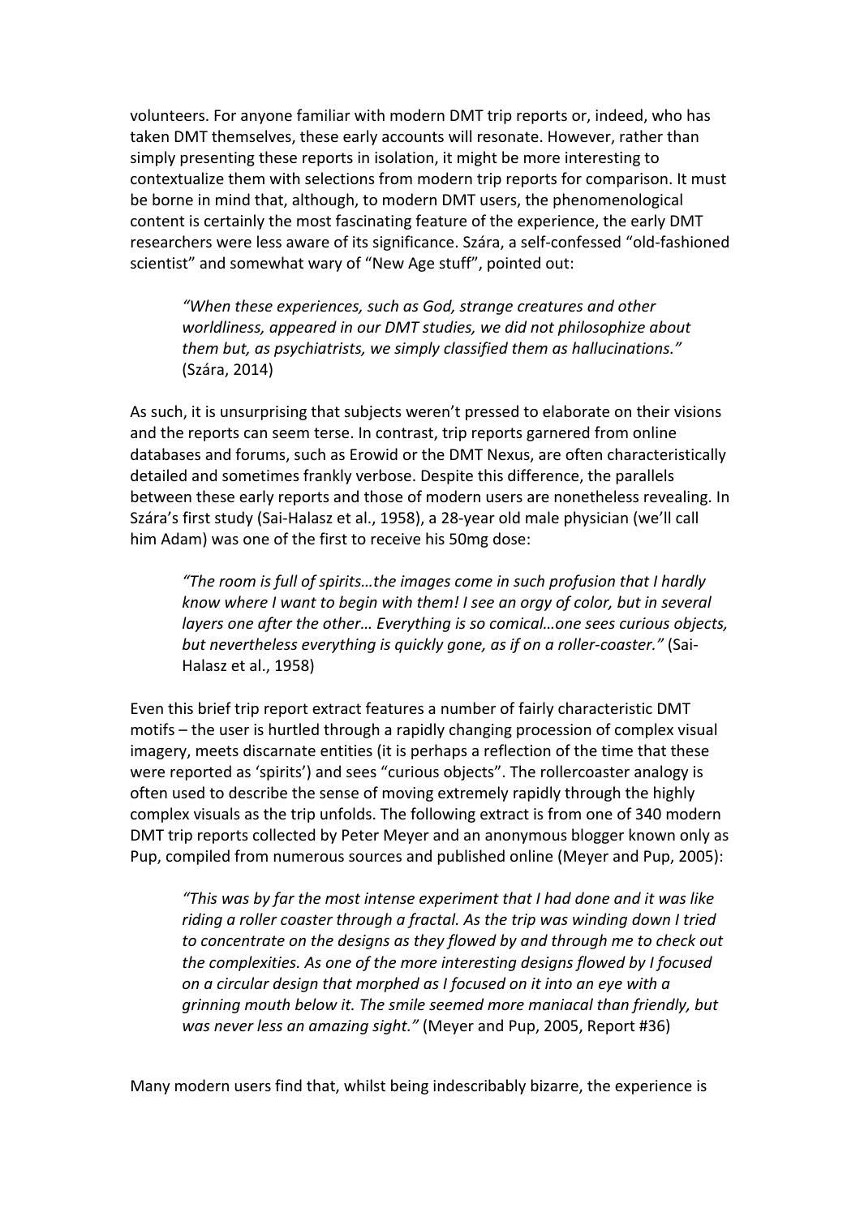volunteers. For anyone familiar with modern DMT trip reports or, indeed, who has taken DMT themselves, these early accounts will resonate. However, rather than simply presenting these reports in isolation, it might be more interesting to contextualize them with selections from modern trip reports for comparison. It must be borne in mind that, although, to modern DMT users, the phenomenological content is certainly the most fascinating feature of the experience, the early DMT researchers were less aware of its significance. Szára, a self-confessed "old-fashioned scientist" and somewhat wary of "New Age stuff", pointed out:

> *"When these experiences, such as God, strange creatures and other worldliness, appeared in our DMT studies, we did not philosophize about them but, as psychiatrists, we simply classified them as hallucinations."* (Szára, 2014)

As such, it is unsurprising that subjects weren't pressed to elaborate on their visions and the reports can seem terse. In contrast, trip reports garnered from online databases and forums, such as Erowid or the DMT Nexus, are often characteristically detailed and sometimes frankly verbose. Despite this difference, the parallels between these early reports and those of modern users are nonetheless revealing. In Szára's first study (Sai-Halasz et al., 1958), a 28-year old male physician (we'll call him Adam) was one of the first to receive his 50mg dose:

> *"The room is full of spirits…the images come in such profusion that I hardly know where I want to begin with them! I see an orgy of color, but in several layers one after the other… Everything is so comical…one sees curious objects, but nevertheless everything is quickly gone, as if on a roller-coaster."* (Sai-Halasz et al., 1958)

Even this brief trip report extract features a number of fairly characteristic DMT motifs – the user is hurtled through a rapidly changing procession of complex visual imagery, meets discarnate entities (it is perhaps a reflection of the time that these were reported as 'spirits') and sees "curious objects". The rollercoaster analogy is often used to describe the sense of moving extremely rapidly through the highly complex visuals as the trip unfolds. The following extract is from one of 340 modern DMT trip reports collected by Peter Meyer and an anonymous blogger known only as Pup, compiled from numerous sources and published online (Meyer and Pup, 2005):

> *"This was by far the most intense experiment that I had done and it was like riding a roller coaster through a fractal. As the trip was winding down I tried to concentrate on the designs as they flowed by and through me to check out the complexities. As one of the more interesting designs flowed by I focused on a circular design that morphed as I focused on it into an eye with a grinning mouth below it. The smile seemed more maniacal than friendly, but was never less an amazing sight."* (Meyer and Pup, 2005, Report #36)

Many modern users find that, whilst being indescribably bizarre, the experience is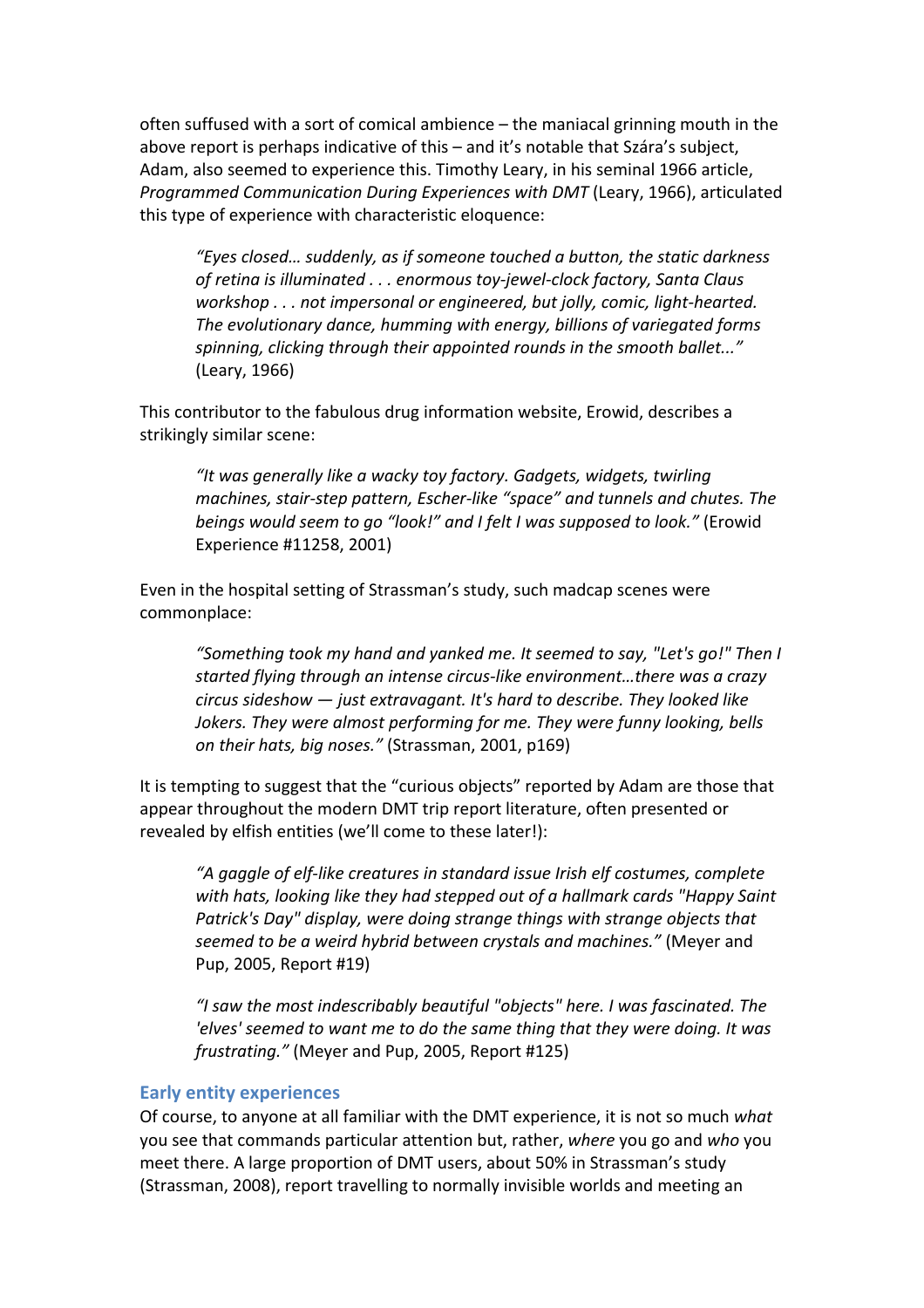often suffused with a sort of comical ambience – the maniacal grinning mouth in the above report is perhaps indicative of this – and it's notable that Szára's subject, Adam, also seemed to experience this. Timothy Leary, in his seminal 1966 article, *Programmed Communication During Experiences with DMT* (Leary, 1966), articulated this type of experience with characteristic eloquence:

> *"Eyes closed… suddenly, as if someone touched a button, the static darkness of retina is illuminated . . . enormous toy-jewel-clock factory, Santa Claus workshop . . . not impersonal or engineered, but jolly, comic, light-hearted. The evolutionary dance, humming with energy, billions of variegated forms spinning, clicking through their appointed rounds in the smooth ballet..."* (Leary, 1966)

This contributor to the fabulous drug information website, Erowid, describes a strikingly similar scene:

> *"It was generally like a wacky toy factory. Gadgets, widgets, twirling machines, stair-step pattern, Escher-like "space" and tunnels and chutes. The beings would seem to go "look!" and I felt I was supposed to look."* (Erowid Experience #11258, 2001)

Even in the hospital setting of Strassman's study, such madcap scenes were commonplace:

> *"Something took my hand and yanked me. It seemed to say, "Let's go!" Then I started flying through an intense circus-like environment…there was a crazy circus sideshow — just extravagant. It's hard to describe. They looked like Jokers. They were almost performing for me. They were funny looking, bells on their hats, big noses."* (Strassman, 2001, p169)

It is tempting to suggest that the "curious objects" reported by Adam are those that appear throughout the modern DMT trip report literature, often presented or revealed by elfish entities (we'll come to these later!):

> *"A gaggle of elf-like creatures in standard issue Irish elf costumes, complete with hats, looking like they had stepped out of a hallmark cards "Happy Saint Patrick's Day" display, were doing strange things with strange objects that seemed to be a weird hybrid between crystals and machines."* (Meyer and Pup, 2005, Report #19)

> *"I saw the most indescribably beautiful "objects" here. I was fascinated. The 'elves' seemed to want me to do the same thing that they were doing. It was frustrating."* (Meyer and Pup, 2005, Report #125)

### Early entity experiences

Of course, to anyone at all familiar with the DMT experience, it is not so much *what* you see that commands particular attention but, rather, *where* you go and *who* you meet there. A large proportion of DMT users, about 50% in Strassman's study (Strassman, 2008), report travelling to normally invisible worlds and meeting an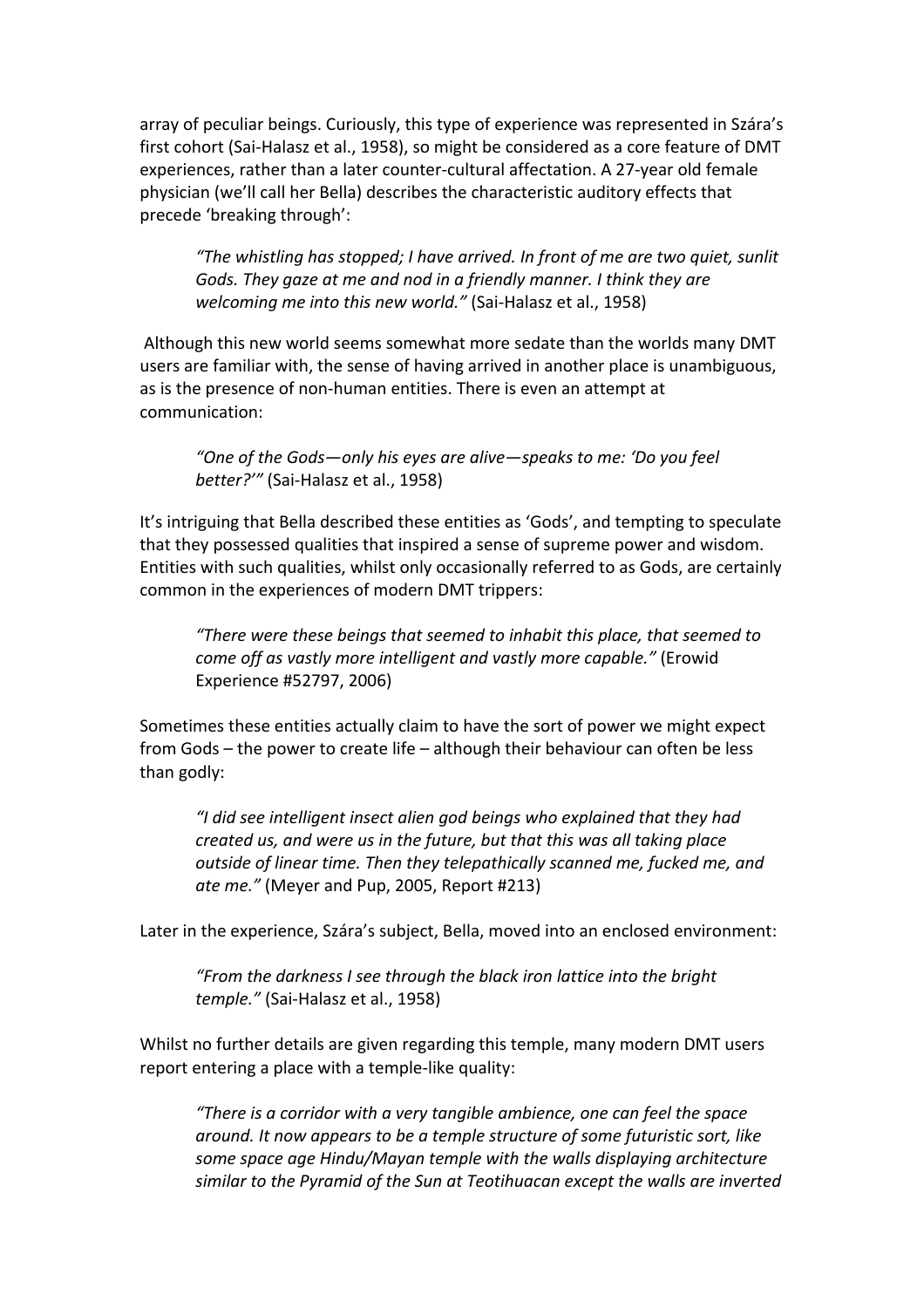array of peculiar beings. Curiously, this type of experience was represented in Szára's first cohort (Sai-Halasz et al., 1958), so might be considered as a core feature of DMT experiences, rather than a later counter-cultural affectation. A 27-year old female physician (we'll call her Bella) describes the characteristic auditory effects that precede 'breaking through':

> *"The whistling has stopped; I have arrived. In front of me are two quiet, sunlit Gods. They gaze at me and nod in a friendly manner. I think they are welcoming me into this new world."* (Sai-Halasz et al., 1958)

Although this new world seems somewhat more sedate than the worlds many DMT users are familiar with, the sense of having arrived in another place is unambiguous, as is the presence of non-human entities. There is even an attempt at communication:

> *"One of the Gods—only his eyes are alive—speaks to me: 'Do you feel better?'"* (Sai-Halasz et al., 1958)

It's intriguing that Bella described these entities as 'Gods', and tempting to speculate that they possessed qualities that inspired a sense of supreme power and wisdom. Entities with such qualities, whilst only occasionally referred to as Gods, are certainly common in the experiences of modern DMT trippers:

> *"There were these beings that seemed to inhabit this place, that seemed to come off as vastly more intelligent and vastly more capable."* (Erowid Experience #52797, 2006)

Sometimes these entities actually claim to have the sort of power we might expect from Gods – the power to create life – although their behaviour can often be less than godly:

> *"I did see intelligent insect alien god beings who explained that they had created us, and were us in the future, but that this was all taking place outside of linear time. Then they telepathically scanned me, fucked me, and ate me."* (Meyer and Pup, 2005, Report #213)

Later in the experience, Szára's subject, Bella, moved into an enclosed environment:

> *"From the darkness I see through the black iron lattice into the bright temple."* (Sai-Halasz et al., 1958)

Whilst no further details are given regarding this temple, many modern DMT users report entering a place with a temple-like quality:

> *"There is a corridor with a very tangible ambience, one can feel the space around. It now appears to be a temple structure of some futuristic sort, like some space age Hindu/Mayan temple with the walls displaying architecture similar to the Pyramid of the Sun at Teotihuacan except the walls are inverted*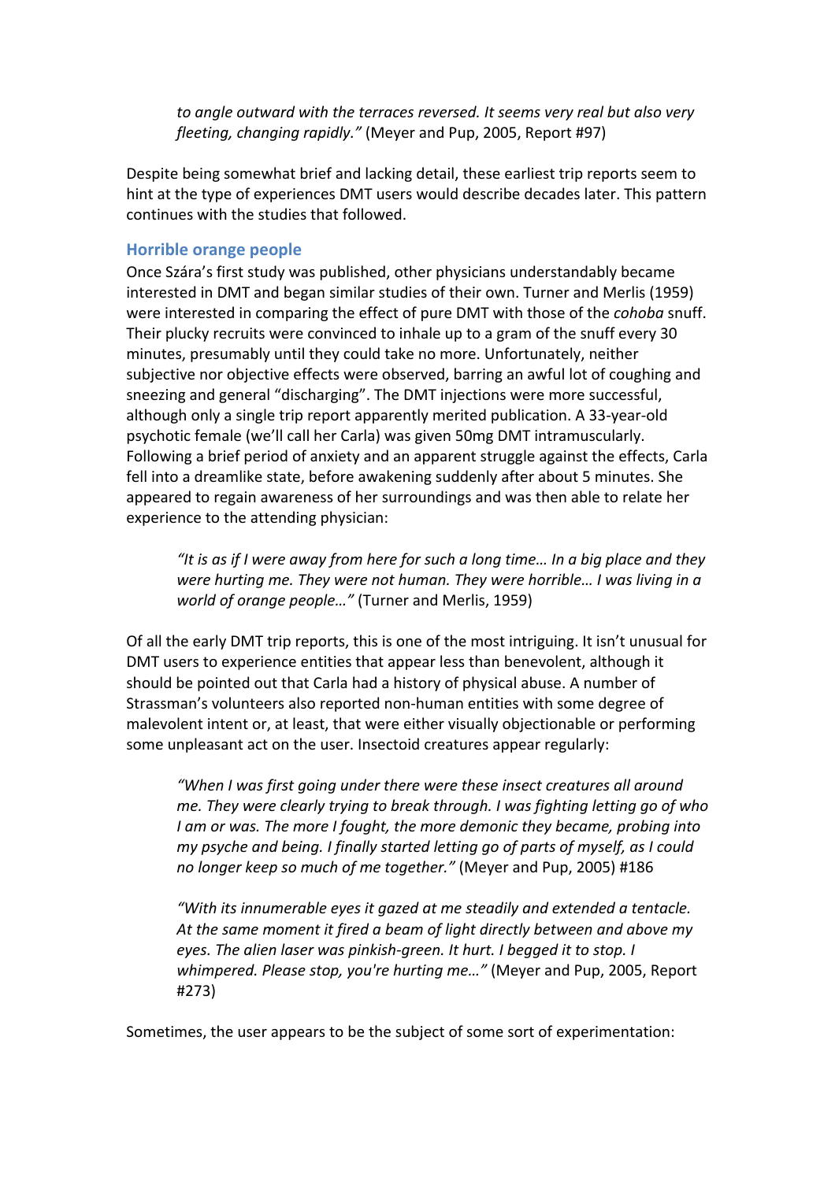> *to angle outward with the terraces reversed. It seems very real but also very fleeting, changing rapidly."* (Meyer and Pup, 2005, Report #97)

Despite being somewhat brief and lacking detail, these earliest trip reports seem to hint at the type of experiences DMT users would describe decades later. This pattern continues with the studies that followed.

## Horrible orange people

Once Szára's first study was published, other physicians understandably became interested in DMT and began similar studies of their own. Turner and Merlis (1959) were interested in comparing the effect of pure DMT with those of the *cohoba* snuff. Their plucky recruits were convinced to inhale up to a gram of the snuff every 30 minutes, presumably until they could take no more. Unfortunately, neither subjective nor objective effects were observed, barring an awful lot of coughing and sneezing and general "discharging". The DMT injections were more successful, although only a single trip report apparently merited publication. A 33-year-old psychotic female (we'll call her Carla) was given 50mg DMT intramuscularly. Following a brief period of anxiety and an apparent struggle against the effects, Carla fell into a dreamlike state, before awakening suddenly after about 5 minutes. She appeared to regain awareness of her surroundings and was then able to relate her experience to the attending physician:

> *"It is as if I were away from here for such a long time… In a big place and they were hurting me. They were not human. They were horrible… I was living in a world of orange people…"* (Turner and Merlis, 1959)

Of all the early DMT trip reports, this is one of the most intriguing. It isn't unusual for DMT users to experience entities that appear less than benevolent, although it should be pointed out that Carla had a history of physical abuse. A number of Strassman's volunteers also reported non-human entities with some degree of malevolent intent or, at least, that were either visually objectionable or performing some unpleasant act on the user. Insectoid creatures appear regularly:

> *"When I was first going under there were these insect creatures all around me. They were clearly trying to break through. I was fighting letting go of who I am or was. The more I fought, the more demonic they became, probing into my psyche and being. I finally started letting go of parts of myself, as I could no longer keep so much of me together."* (Meyer and Pup, 2005) #186

> *"With its innumerable eyes it gazed at me steadily and extended a tentacle. At the same moment it fired a beam of light directly between and above my eyes. The alien laser was pinkish-green. It hurt. I begged it to stop. I whimpered. Please stop, you're hurting me…"* (Meyer and Pup, 2005, Report #273)

Sometimes, the user appears to be the subject of some sort of experimentation: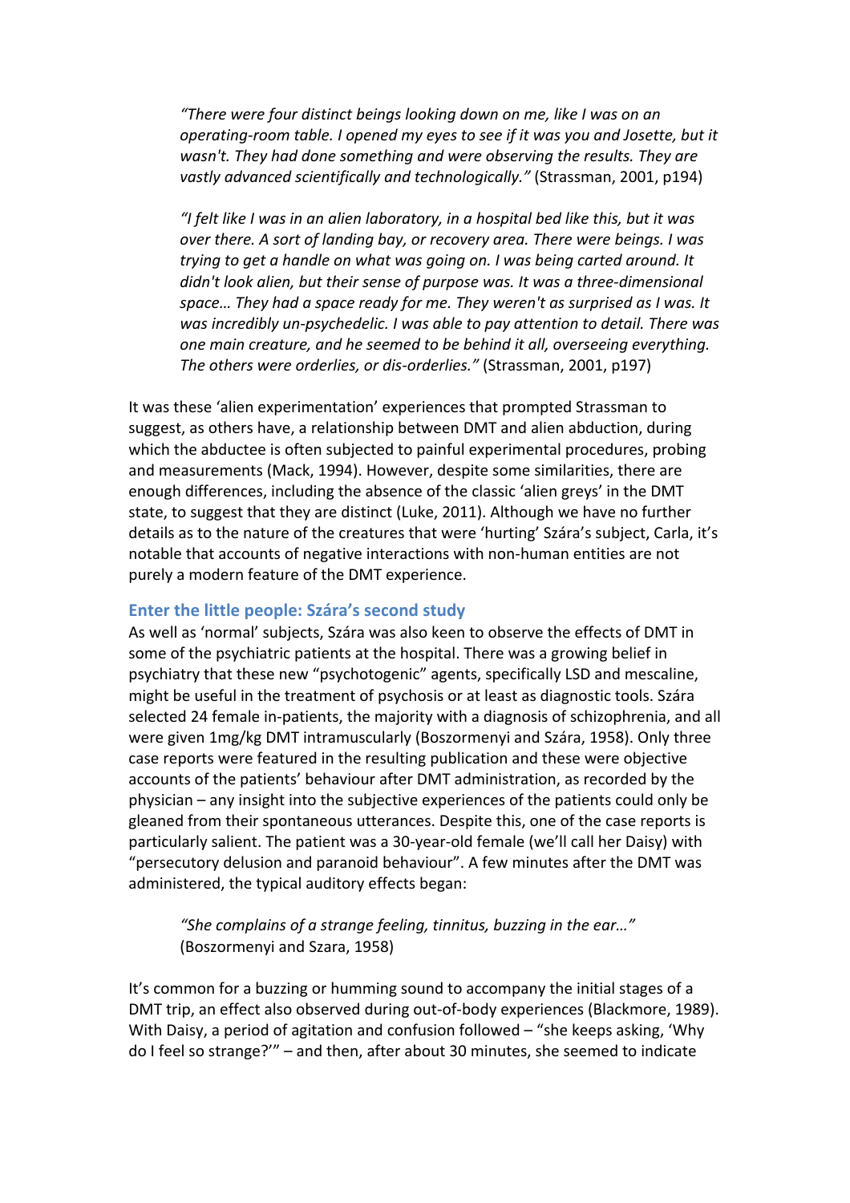*"There were four distinct beings looking down on me, like I was on an operating-room table. I opened my eyes to see if it was you and Josette, but it wasn't. They had done something and were observing the results. They are vastly advanced scientifically and technologically."* (Strassman, 2001, p194)

*"I felt like I was in an alien laboratory, in a hospital bed like this, but it was over there. A sort of landing bay, or recovery area. There were beings. I was trying to get a handle on what was going on. I was being carted around. It didn't look alien, but their sense of purpose was. It was a three-dimensional space… They had a space ready for me. They weren't as surprised as I was. It was incredibly un-psychedelic. I was able to pay attention to detail. There was one main creature, and he seemed to be behind it all, overseeing everything. The others were orderlies, or dis-orderlies."* (Strassman, 2001, p197)

It was these 'alien experimentation' experiences that prompted Strassman to suggest, as others have, a relationship between DMT and alien abduction, during which the abductee is often subjected to painful experimental procedures, probing and measurements (Mack, 1994). However, despite some similarities, there are enough differences, including the absence of the classic 'alien greys' in the DMT state, to suggest that they are distinct (Luke, 2011). Although we have no further details as to the nature of the creatures that were 'hurting' Szára's subject, Carla, it's notable that accounts of negative interactions with non-human entities are not purely a modern feature of the DMT experience.

## Enter the little people: Szára's second study

As well as 'normal' subjects, Szára was also keen to observe the effects of DMT in some of the psychiatric patients at the hospital. There was a growing belief in psychiatry that these new "psychotogenic" agents, specifically LSD and mescaline, might be useful in the treatment of psychosis or at least as diagnostic tools. Szára selected 24 female in-patients, the majority with a diagnosis of schizophrenia, and all were given 1mg/kg DMT intramuscularly (Boszormenyi and Szára, 1958). Only three case reports were featured in the resulting publication and these were objective accounts of the patients' behaviour after DMT administration, as recorded by the physician – any insight into the subjective experiences of the patients could only be gleaned from their spontaneous utterances. Despite this, one of the case reports is particularly salient. The patient was a 30-year-old female (we'll call her Daisy) with "persecutory delusion and paranoid behaviour". A few minutes after the DMT was administered, the typical auditory effects began:

*"She complains of a strange feeling, tinnitus, buzzing in the ear…"* (Boszormenyi and Szara, 1958)

It's common for a buzzing or humming sound to accompany the initial stages of a DMT trip, an effect also observed during out-of-body experiences (Blackmore, 1989). With Daisy, a period of agitation and confusion followed – "she keeps asking, 'Why do I feel so strange?'" – and then, after about 30 minutes, she seemed to indicate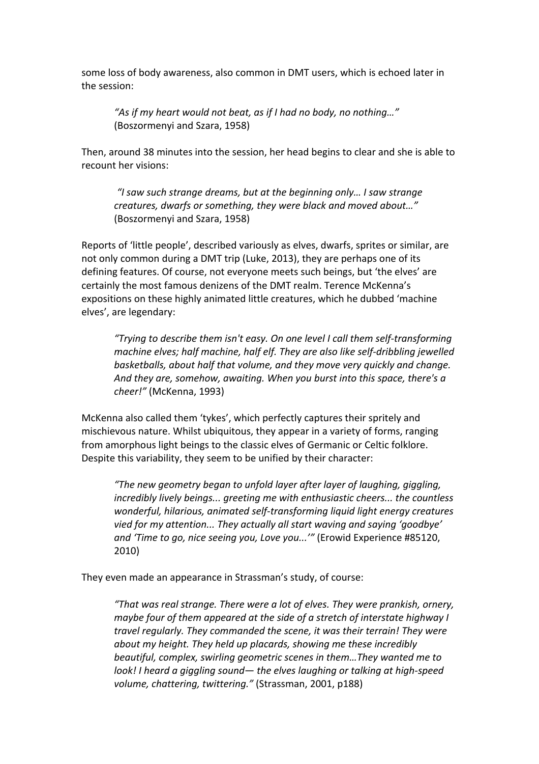some loss of body awareness, also common in DMT users, which is echoed later in the session:

> *"As if my heart would not beat, as if I had no body, no nothing…"* (Boszormenyi and Szara, 1958)

Then, around 38 minutes into the session, her head begins to clear and she is able to recount her visions:

> *"I saw such strange dreams, but at the beginning only… I saw strange creatures, dwarfs or something, they were black and moved about…"* (Boszormenyi and Szara, 1958)

Reports of 'little people', described variously as elves, dwarfs, sprites or similar, are not only common during a DMT trip (Luke, 2013), they are perhaps one of its defining features. Of course, not everyone meets such beings, but 'the elves' are certainly the most famous denizens of the DMT realm. Terence McKenna's expositions on these highly animated little creatures, which he dubbed 'machine elves', are legendary:

> *"Trying to describe them isn't easy. On one level I call them self-transforming machine elves; half machine, half elf. They are also like self-dribbling jewelled basketballs, about half that volume, and they move very quickly and change. And they are, somehow, awaiting. When you burst into this space, there's a cheer!"* (McKenna, 1993)

McKenna also called them 'tykes', which perfectly captures their spritely and mischievous nature. Whilst ubiquitous, they appear in a variety of forms, ranging from amorphous light beings to the classic elves of Germanic or Celtic folklore. Despite this variability, they seem to be unified by their character:

> *"The new geometry began to unfold layer after layer of laughing, giggling, incredibly lively beings... greeting me with enthusiastic cheers... the countless wonderful, hilarious, animated self-transforming liquid light energy creatures vied for my attention... They actually all start waving and saying 'goodbye' and 'Time to go, nice seeing you, Love you...'"* (Erowid Experience #85120, 2010)

They even made an appearance in Strassman's study, of course:

> *"That was real strange. There were a lot of elves. They were prankish, ornery, maybe four of them appeared at the side of a stretch of interstate highway I travel regularly. They commanded the scene, it was their terrain! They were about my height. They held up placards, showing me these incredibly beautiful, complex, swirling geometric scenes in them…They wanted me to look! I heard a giggling sound— the elves laughing or talking at high-speed volume, chattering, twittering."* (Strassman, 2001, p188)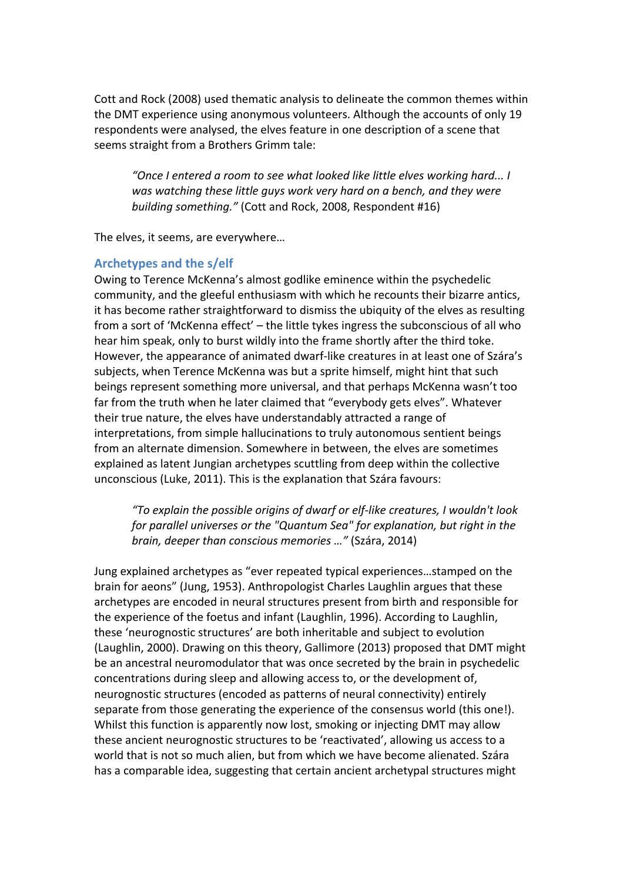Cott and Rock (2008) used thematic analysis to delineate the common themes within the DMT experience using anonymous volunteers. Although the accounts of only 19 respondents were analysed, the elves feature in one description of a scene that seems straight from a Brothers Grimm tale:

> *"Once I entered a room to see what looked like little elves working hard... I was watching these little guys work very hard on a bench, and they were building something."* (Cott and Rock, 2008, Respondent #16)

The elves, it seems, are everywhere…

### Archetypes and the s/elf

Owing to Terence McKenna's almost godlike eminence within the psychedelic community, and the gleeful enthusiasm with which he recounts their bizarre antics, it has become rather straightforward to dismiss the ubiquity of the elves as resulting from a sort of 'McKenna effect' – the little tykes ingress the subconscious of all who hear him speak, only to burst wildly into the frame shortly after the third toke. However, the appearance of animated dwarf-like creatures in at least one of Szára's subjects, when Terence McKenna was but a sprite himself, might hint that such beings represent something more universal, and that perhaps McKenna wasn't too far from the truth when he later claimed that "everybody gets elves". Whatever their true nature, the elves have understandably attracted a range of interpretations, from simple hallucinations to truly autonomous sentient beings from an alternate dimension. Somewhere in between, the elves are sometimes explained as latent Jungian archetypes scuttling from deep within the collective unconscious (Luke, 2011). This is the explanation that Szára favours:

> *"To explain the possible origins of dwarf or elf-like creatures, I wouldn't look for parallel universes or the "Quantum Sea" for explanation, but right in the brain, deeper than conscious memories …"* (Szára, 2014)

Jung explained archetypes as "ever repeated typical experiences…stamped on the brain for aeons" (Jung, 1953). Anthropologist Charles Laughlin argues that these archetypes are encoded in neural structures present from birth and responsible for the experience of the foetus and infant (Laughlin, 1996). According to Laughlin, these 'neurognostic structures' are both inheritable and subject to evolution (Laughlin, 2000). Drawing on this theory, Gallimore (2013) proposed that DMT might be an ancestral neuromodulator that was once secreted by the brain in psychedelic concentrations during sleep and allowing access to, or the development of, neurognostic structures (encoded as patterns of neural connectivity) entirely separate from those generating the experience of the consensus world (this one!). Whilst this function is apparently now lost, smoking or injecting DMT may allow these ancient neurognostic structures to be 'reactivated', allowing us access to a world that is not so much alien, but from which we have become alienated. Szára has a comparable idea, suggesting that certain ancient archetypal structures might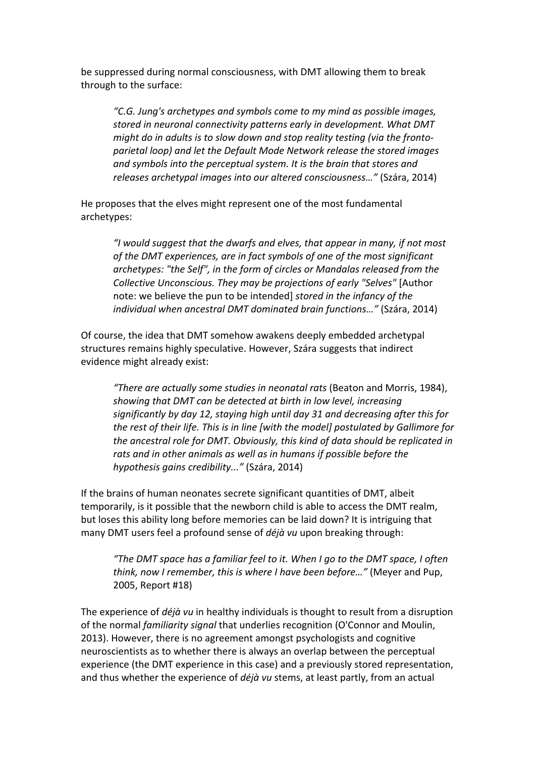be suppressed during normal consciousness, with DMT allowing them to break through to the surface:

> *"C.G. Jung's archetypes and symbols come to my mind as possible images, stored in neuronal connectivity patterns early in development. What DMT might do in adults is to slow down and stop reality testing (via the fronto-parietal loop) and let the Default Mode Network release the stored images and symbols into the perceptual system. It is the brain that stores and releases archetypal images into our altered consciousness…"* (Szára, 2014)

He proposes that the elves might represent one of the most fundamental archetypes:

> *"I would suggest that the dwarfs and elves, that appear in many, if not most of the DMT experiences, are in fact symbols of one of the most significant archetypes: "the Self", in the form of circles or Mandalas released from the Collective Unconscious. They may be projections of early "Selves"* [Author note: we believe the pun to be intended] *stored in the infancy of the individual when ancestral DMT dominated brain functions…"* (Szára, 2014)

Of course, the idea that DMT somehow awakens deeply embedded archetypal structures remains highly speculative. However, Szára suggests that indirect evidence might already exist:

> *"There are actually some studies in neonatal rats* (Beaton and Morris, 1984), *showing that DMT can be detected at birth in low level, increasing significantly by day 12, staying high until day 31 and decreasing after this for the rest of their life. This is in line [with the model] postulated by Gallimore for the ancestral role for DMT. Obviously, this kind of data should be replicated in rats and in other animals as well as in humans if possible before the hypothesis gains credibility..."* (Szára, 2014)

If the brains of human neonates secrete significant quantities of DMT, albeit temporarily, is it possible that the newborn child is able to access the DMT realm, but loses this ability long before memories can be laid down? It is intriguing that many DMT users feel a profound sense of *déjà vu* upon breaking through:

> *"The DMT space has a familiar feel to it. When I go to the DMT space, I often think, now I remember, this is where I have been before…"* (Meyer and Pup, 2005, Report #18)

The experience of *déjà vu* in healthy individuals is thought to result from a disruption of the normal *familiarity signal* that underlies recognition (O'Connor and Moulin, 2013). However, there is no agreement amongst psychologists and cognitive neuroscientists as to whether there is always an overlap between the perceptual experience (the DMT experience in this case) and a previously stored representation, and thus whether the experience of *déjà vu* stems, at least partly, from an actual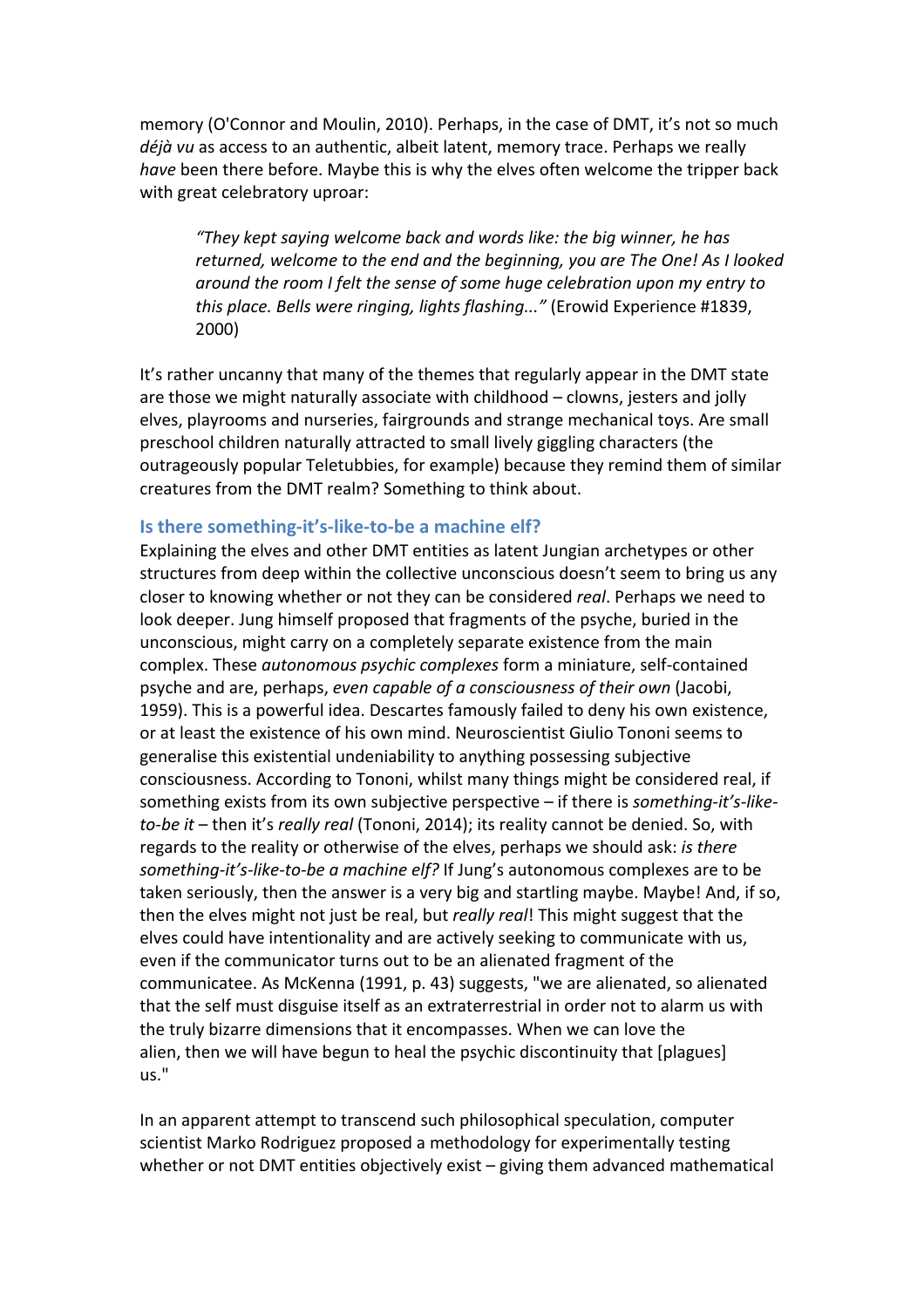memory (O'Connor and Moulin, 2010). Perhaps, in the case of DMT, it's not so much *déjà vu* as access to an authentic, albeit latent, memory trace. Perhaps we really *have* been there before. Maybe this is why the elves often welcome the tripper back with great celebratory uproar:

> *"They kept saying welcome back and words like: the big winner, he has returned, welcome to the end and the beginning, you are The One! As I looked around the room I felt the sense of some huge celebration upon my entry to this place. Bells were ringing, lights flashing..."* (Erowid Experience #1839, 2000)

It's rather uncanny that many of the themes that regularly appear in the DMT state are those we might naturally associate with childhood – clowns, jesters and jolly elves, playrooms and nurseries, fairgrounds and strange mechanical toys. Are small preschool children naturally attracted to small lively giggling characters (the outrageously popular Teletubbies, for example) because they remind them of similar creatures from the DMT realm? Something to think about.

### Is there something-it's-like-to-be a machine elf?

Explaining the elves and other DMT entities as latent Jungian archetypes or other structures from deep within the collective unconscious doesn't seem to bring us any closer to knowing whether or not they can be considered *real*. Perhaps we need to look deeper. Jung himself proposed that fragments of the psyche, buried in the unconscious, might carry on a completely separate existence from the main complex. These *autonomous psychic complexes* form a miniature, self-contained psyche and are, perhaps, *even capable of a consciousness of their own* (Jacobi, 1959). This is a powerful idea. Descartes famously failed to deny his own existence, or at least the existence of his own mind. Neuroscientist Giulio Tononi seems to generalise this existential undeniability to anything possessing subjective consciousness. According to Tononi, whilst many things might be considered real, if something exists from its own subjective perspective – if there is *something-it's-like-to-be it* – then it's *really real* (Tononi, 2014); its reality cannot be denied. So, with regards to the reality or otherwise of the elves, perhaps we should ask: *is there something-it's-like-to-be a machine elf?* If Jung's autonomous complexes are to be taken seriously, then the answer is a very big and startling maybe. Maybe! And, if so, then the elves might not just be real, but *really real*! This might suggest that the elves could have intentionality and are actively seeking to communicate with us, even if the communicator turns out to be an alienated fragment of the communicatee. As McKenna (1991, p. 43) suggests, "we are alienated, so alienated that the self must disguise itself as an extraterrestrial in order not to alarm us with the truly bizarre dimensions that it encompasses. When we can love the alien, then we will have begun to heal the psychic discontinuity that [plagues] us."

In an apparent attempt to transcend such philosophical speculation, computer scientist Marko Rodriguez proposed a methodology for experimentally testing whether or not DMT entities objectively exist – giving them advanced mathematical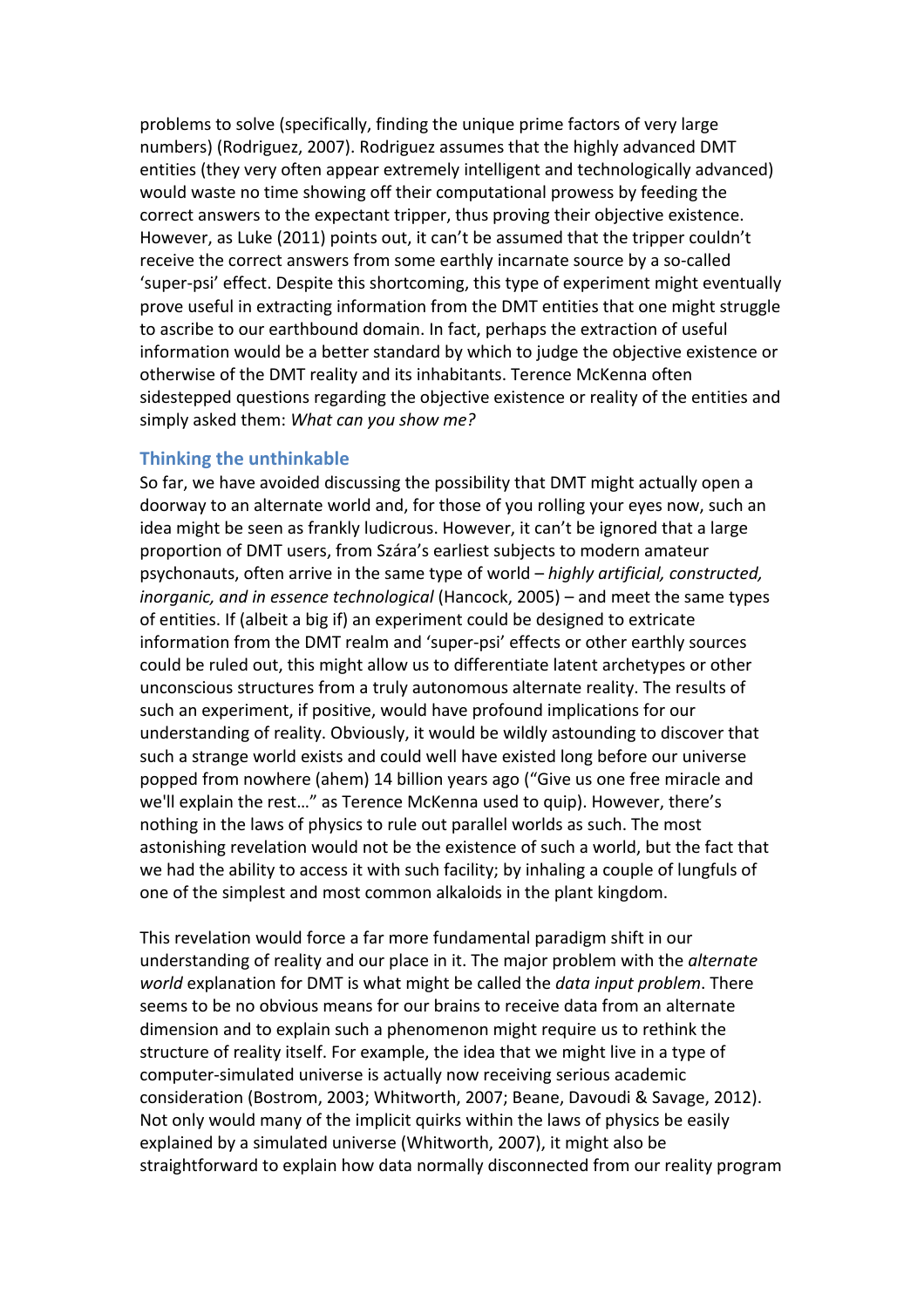problems to solve (specifically, finding the unique prime factors of very large numbers) (Rodriguez, 2007). Rodriguez assumes that the highly advanced DMT entities (they very often appear extremely intelligent and technologically advanced) would waste no time showing off their computational prowess by feeding the correct answers to the expectant tripper, thus proving their objective existence. However, as Luke (2011) points out, it can't be assumed that the tripper couldn't receive the correct answers from some earthly incarnate source by a so-called 'super-psi' effect. Despite this shortcoming, this type of experiment might eventually prove useful in extracting information from the DMT entities that one might struggle to ascribe to our earthbound domain. In fact, perhaps the extraction of useful information would be a better standard by which to judge the objective existence or otherwise of the DMT reality and its inhabitants. Terence McKenna often sidestepped questions regarding the objective existence or reality of the entities and simply asked them: *What can you show me?*

### Thinking the unthinkable

So far, we have avoided discussing the possibility that DMT might actually open a doorway to an alternate world and, for those of you rolling your eyes now, such an idea might be seen as frankly ludicrous. However, it can't be ignored that a large proportion of DMT users, from Szára's earliest subjects to modern amateur psychonauts, often arrive in the same type of world – *highly artificial, constructed, inorganic, and in essence technological* (Hancock, 2005) – and meet the same types of entities. If (albeit a big if) an experiment could be designed to extricate information from the DMT realm and 'super-psi' effects or other earthly sources could be ruled out, this might allow us to differentiate latent archetypes or other unconscious structures from a truly autonomous alternate reality. The results of such an experiment, if positive, would have profound implications for our understanding of reality. Obviously, it would be wildly astounding to discover that such a strange world exists and could well have existed long before our universe popped from nowhere (ahem) 14 billion years ago ("Give us one free miracle and we'll explain the rest…" as Terence McKenna used to quip). However, there's nothing in the laws of physics to rule out parallel worlds as such. The most astonishing revelation would not be the existence of such a world, but the fact that we had the ability to access it with such facility; by inhaling a couple of lungfuls of one of the simplest and most common alkaloids in the plant kingdom.

This revelation would force a far more fundamental paradigm shift in our understanding of reality and our place in it. The major problem with the *alternate world* explanation for DMT is what might be called the *data input problem*. There seems to be no obvious means for our brains to receive data from an alternate dimension and to explain such a phenomenon might require us to rethink the structure of reality itself. For example, the idea that we might live in a type of computer-simulated universe is actually now receiving serious academic consideration (Bostrom, 2003; Whitworth, 2007; Beane, Davoudi & Savage, 2012). Not only would many of the implicit quirks within the laws of physics be easily explained by a simulated universe (Whitworth, 2007), it might also be straightforward to explain how data normally disconnected from our reality program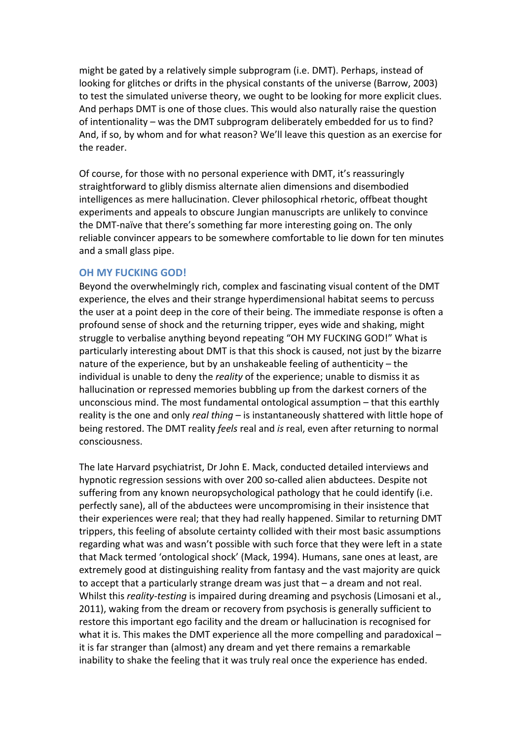might be gated by a relatively simple subprogram (i.e. DMT). Perhaps, instead of looking for glitches or drifts in the physical constants of the universe (Barrow, 2003) to test the simulated universe theory, we ought to be looking for more explicit clues. And perhaps DMT is one of those clues. This would also naturally raise the question of intentionality – was the DMT subprogram deliberately embedded for us to find? And, if so, by whom and for what reason? We'll leave this question as an exercise for the reader.

Of course, for those with no personal experience with DMT, it's reassuringly straightforward to glibly dismiss alternate alien dimensions and disembodied intelligences as mere hallucination. Clever philosophical rhetoric, offbeat thought experiments and appeals to obscure Jungian manuscripts are unlikely to convince the DMT-naïve that there's something far more interesting going on. The only reliable convincer appears to be somewhere comfortable to lie down for ten minutes and a small glass pipe.

## OH MY FUCKING GOD!

Beyond the overwhelmingly rich, complex and fascinating visual content of the DMT experience, the elves and their strange hyperdimensional habitat seems to percuss the user at a point deep in the core of their being. The immediate response is often a profound sense of shock and the returning tripper, eyes wide and shaking, might struggle to verbalise anything beyond repeating "OH MY FUCKING GOD!" What is particularly interesting about DMT is that this shock is caused, not just by the bizarre nature of the experience, but by an unshakeable feeling of authenticity – the individual is unable to deny the *reality* of the experience; unable to dismiss it as hallucination or repressed memories bubbling up from the darkest corners of the unconscious mind. The most fundamental ontological assumption – that this earthly reality is the one and only *real thing* – is instantaneously shattered with little hope of being restored. The DMT reality *feels* real and *is* real, even after returning to normal consciousness.

The late Harvard psychiatrist, Dr John E. Mack, conducted detailed interviews and hypnotic regression sessions with over 200 so-called alien abductees. Despite not suffering from any known neuropsychological pathology that he could identify (i.e. perfectly sane), all of the abductees were uncompromising in their insistence that their experiences were real; that they had really happened. Similar to returning DMT trippers, this feeling of absolute certainty collided with their most basic assumptions regarding what was and wasn't possible with such force that they were left in a state that Mack termed 'ontological shock' (Mack, 1994). Humans, sane ones at least, are extremely good at distinguishing reality from fantasy and the vast majority are quick to accept that a particularly strange dream was just that – a dream and not real. Whilst this *reality-testing* is impaired during dreaming and psychosis (Limosani et al., 2011), waking from the dream or recovery from psychosis is generally sufficient to restore this important ego facility and the dream or hallucination is recognised for what it is. This makes the DMT experience all the more compelling and paradoxical – it is far stranger than (almost) any dream and yet there remains a remarkable inability to shake the feeling that it was truly real once the experience has ended.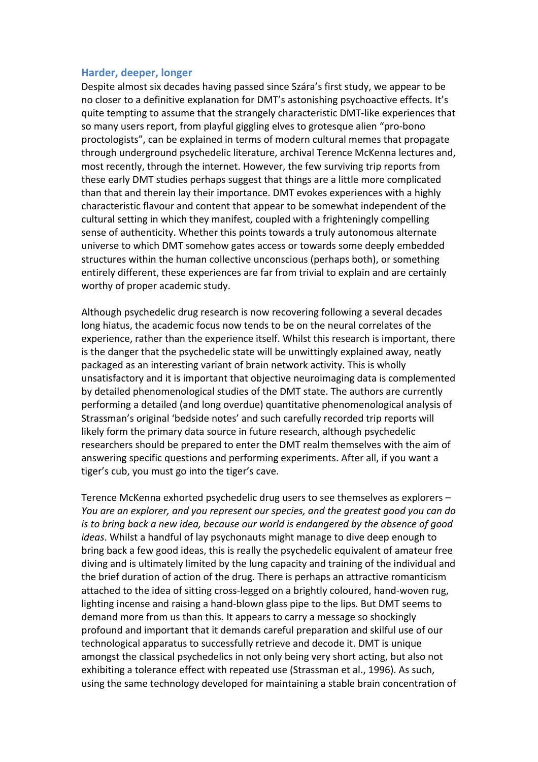## Harder, deeper, longer

Despite almost six decades having passed since Szára's first study, we appear to be no closer to a definitive explanation for DMT's astonishing psychoactive effects. It's quite tempting to assume that the strangely characteristic DMT-like experiences that so many users report, from playful giggling elves to grotesque alien "pro-bono proctologists", can be explained in terms of modern cultural memes that propagate through underground psychedelic literature, archival Terence McKenna lectures and, most recently, through the internet. However, the few surviving trip reports from these early DMT studies perhaps suggest that things are a little more complicated than that and therein lay their importance. DMT evokes experiences with a highly characteristic flavour and content that appear to be somewhat independent of the cultural setting in which they manifest, coupled with a frighteningly compelling sense of authenticity. Whether this points towards a truly autonomous alternate universe to which DMT somehow gates access or towards some deeply embedded structures within the human collective unconscious (perhaps both), or something entirely different, these experiences are far from trivial to explain and are certainly worthy of proper academic study.

Although psychedelic drug research is now recovering following a several decades long hiatus, the academic focus now tends to be on the neural correlates of the experience, rather than the experience itself. Whilst this research is important, there is the danger that the psychedelic state will be unwittingly explained away, neatly packaged as an interesting variant of brain network activity. This is wholly unsatisfactory and it is important that objective neuroimaging data is complemented by detailed phenomenological studies of the DMT state. The authors are currently performing a detailed (and long overdue) quantitative phenomenological analysis of Strassman's original 'bedside notes' and such carefully recorded trip reports will likely form the primary data source in future research, although psychedelic researchers should be prepared to enter the DMT realm themselves with the aim of answering specific questions and performing experiments. After all, if you want a tiger's cub, you must go into the tiger's cave.

Terence McKenna exhorted psychedelic drug users to see themselves as explorers – *You are an explorer, and you represent our species, and the greatest good you can do is to bring back a new idea, because our world is endangered by the absence of good ideas*. Whilst a handful of lay psychonauts might manage to dive deep enough to bring back a few good ideas, this is really the psychedelic equivalent of amateur free diving and is ultimately limited by the lung capacity and training of the individual and the brief duration of action of the drug. There is perhaps an attractive romanticism attached to the idea of sitting cross-legged on a brightly coloured, hand-woven rug, lighting incense and raising a hand-blown glass pipe to the lips. But DMT seems to demand more from us than this. It appears to carry a message so shockingly profound and important that it demands careful preparation and skilful use of our technological apparatus to successfully retrieve and decode it. DMT is unique amongst the classical psychedelics in not only being very short acting, but also not exhibiting a tolerance effect with repeated use (Strassman et al., 1996). As such, using the same technology developed for maintaining a stable brain concentration of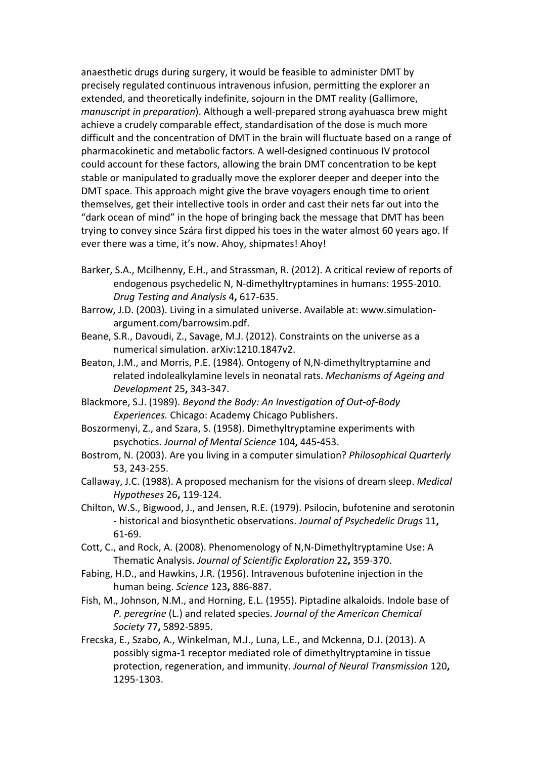anaesthetic drugs during surgery, it would be feasible to administer DMT by precisely regulated continuous intravenous infusion, permitting the explorer an extended, and theoretically indefinite, sojourn in the DMT reality (Gallimore, *manuscript in preparation*). Although a well-prepared strong ayahuasca brew might achieve a crudely comparable effect, standardisation of the dose is much more difficult and the concentration of DMT in the brain will fluctuate based on a range of pharmacokinetic and metabolic factors. A well-designed continuous IV protocol could account for these factors, allowing the brain DMT concentration to be kept stable or manipulated to gradually move the explorer deeper and deeper into the DMT space. This approach might give the brave voyagers enough time to orient themselves, get their intellective tools in order and cast their nets far out into the "dark ocean of mind" in the hope of bringing back the message that DMT has been trying to convey since Szára first dipped his toes in the water almost 60 years ago. If ever there was a time, it's now. Ahoy, shipmates! Ahoy!

Barker, S.A., Mcilhenny, E.H., and Strassman, R. (2012). A critical review of reports of endogenous psychedelic N, N-dimethyltryptamines in humans: 1955-2010. *Drug Testing and Analysis* 4**,** 617-635.

Barrow, J.D. (2003). Living in a simulated universe. Available at: www.simulation-argument.com/barrowsim.pdf.

Beane, S.R., Davoudi, Z., Savage, M.J. (2012). Constraints on the universe as a numerical simulation. arXiv:1210.1847v2.

Beaton, J.M., and Morris, P.E. (1984). Ontogeny of N,N-dimethyltryptamine and related indolealkylamine levels in neonatal rats. *Mechanisms of Ageing and Development* 25**,** 343-347.

Blackmore, S.J. (1989). *Beyond the Body: An Investigation of Out-of-Body Experiences.* Chicago: Academy Chicago Publishers.

Boszormenyi, Z., and Szara, S. (1958). Dimethyltryptamine experiments with psychotics. *Journal of Mental Science* 104**,** 445-453.

Bostrom, N. (2003). Are you living in a computer simulation? *Philosophical Quarterly* 53, 243-255.

Callaway, J.C. (1988). A proposed mechanism for the visions of dream sleep. *Medical Hypotheses* 26**,** 119-124.

Chilton, W.S., Bigwood, J., and Jensen, R.E. (1979). Psilocin, bufotenine and serotonin - historical and biosynthetic observations. *Journal of Psychedelic Drugs* 11**,** 61-69.

Cott, C., and Rock, A. (2008). Phenomenology of N,N-Dimethyltryptamine Use: A Thematic Analysis. *Journal of Scientific Exploration* 22**,** 359-370.

Fabing, H.D., and Hawkins, J.R. (1956). Intravenous bufotenine injection in the human being. *Science* 123**,** 886-887.

Fish, M., Johnson, N.M., and Horning, E.L. (1955). Piptadine alkaloids. Indole base of *P. peregrine* (L.) and related species. *Journal of the American Chemical Society* 77**,** 5892-5895.

Frecska, E., Szabo, A., Winkelman, M.J., Luna, L.E., and Mckenna, D.J. (2013). A possibly sigma-1 receptor mediated role of dimethyltryptamine in tissue protection, regeneration, and immunity. *Journal of Neural Transmission* 120**,** 1295-1303.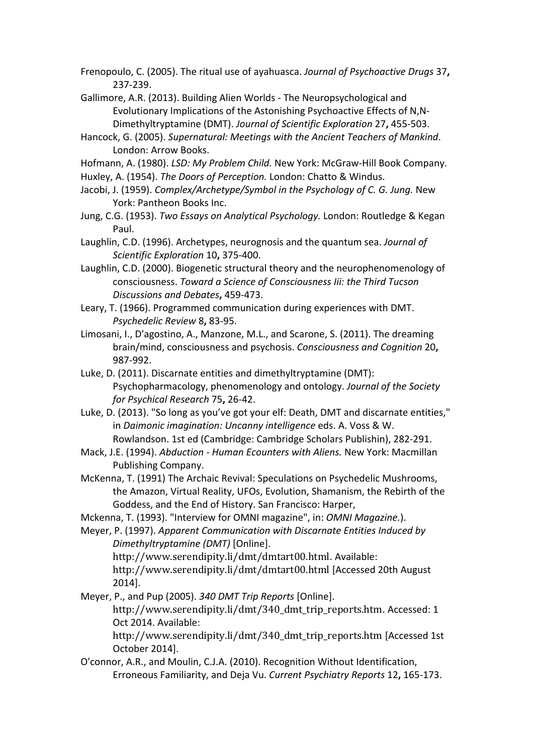Frenopoulo, C. (2005). The ritual use of ayahuasca. *Journal of Psychoactive Drugs* 37**,** 237-239.

Gallimore, A.R. (2013). Building Alien Worlds - The Neuropsychological and Evolutionary Implications of the Astonishing Psychoactive Effects of N,N-Dimethyltryptamine (DMT). *Journal of Scientific Exploration* 27**,** 455-503.

Hancock, G. (2005). *Supernatural: Meetings with the Ancient Teachers of Mankind*. London: Arrow Books.

Hofmann, A. (1980). *LSD: My Problem Child.* New York: McGraw-Hill Book Company.

Huxley, A. (1954). *The Doors of Perception.* London: Chatto & Windus.

Jacobi, J. (1959). *Complex/Archetype/Symbol in the Psychology of C. G. Jung.* New York: Pantheon Books Inc.

Jung, C.G. (1953). *Two Essays on Analytical Psychology.* London: Routledge & Kegan Paul.

Laughlin, C.D. (1996). Archetypes, neurognosis and the quantum sea. *Journal of Scientific Exploration* 10**,** 375-400.

Laughlin, C.D. (2000). Biogenetic structural theory and the neurophenomenology of consciousness. *Toward a Science of Consciousness Iii: the Third Tucson Discussions and Debates***,** 459-473.

Leary, T. (1966). Programmed communication during experiences with DMT. *Psychedelic Review* 8**,** 83-95.

Limosani, I., D'agostino, A., Manzone, M.L., and Scarone, S. (2011). The dreaming brain/mind, consciousness and psychosis. *Consciousness and Cognition* 20**,** 987-992.

Luke, D. (2011). Discarnate entities and dimethyltryptamine (DMT): Psychopharmacology, phenomenology and ontology. *Journal of the Society for Psychical Research* 75**,** 26-42.

Luke, D. (2013). "So long as you've got your elf: Death, DMT and discarnate entities," in *Daimonic imagination: Uncanny intelligence* eds. A. Voss & W. Rowlandson. 1st ed (Cambridge: Cambridge Scholars Publishin), 282-291.

Mack, J.E. (1994). *Abduction - Human Ecounters with Aliens.* New York: Macmillan Publishing Company.

McKenna, T. (1991) The Archaic Revival: Speculations on Psychedelic Mushrooms, the Amazon, Virtual Reality, UFOs, Evolution, Shamanism, the Rebirth of the Goddess, and the End of History. San Francisco: Harper,

Mckenna, T. (1993). "Interview for OMNI magazine", in: *OMNI Magazine.*).

Meyer, P. (1997). *Apparent Communication with Discarnate Entities Induced by Dimethyltryptamine (DMT)* [Online]. http://www.serendipity.li/dmt/dmtart00.html. Available: http://www.serendipity.li/dmt/dmtart00.html [Accessed 20th August 2014].

Meyer, P., and Pup (2005). *340 DMT Trip Reports* [Online]. http://www.serendipity.li/dmt/340_dmt_trip_reports.htm. Accessed: 1 Oct 2014. Available: http://www.serendipity.li/dmt/340_dmt_trip_reports.htm [Accessed 1st October 2014].

O'connor, A.R., and Moulin, C.J.A. (2010). Recognition Without Identification, Erroneous Familiarity, and Deja Vu. *Current Psychiatry Reports* 12**,** 165-173.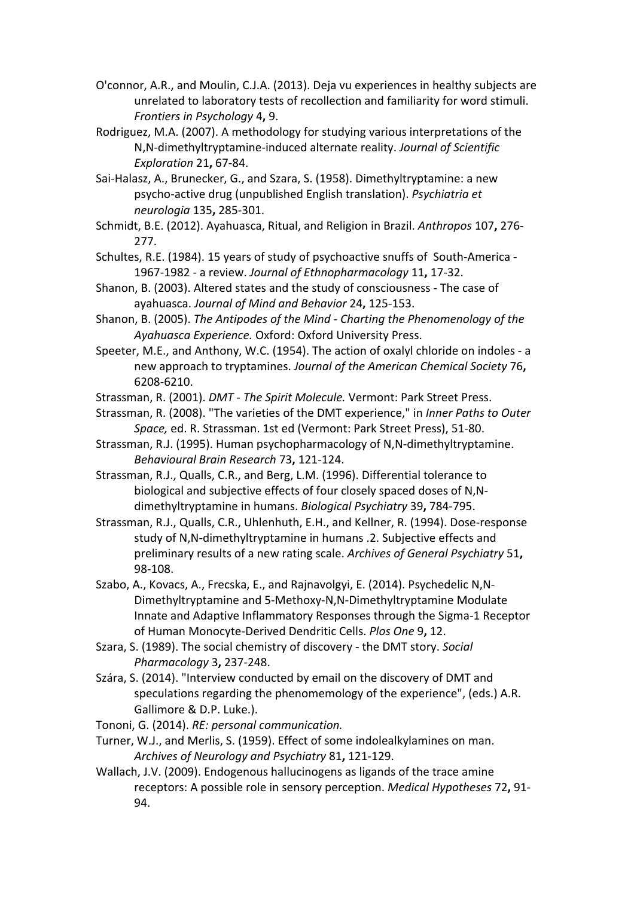O'connor, A.R., and Moulin, C.J.A. (2013). Deja vu experiences in healthy subjects are unrelated to laboratory tests of recollection and familiarity for word stimuli. *Frontiers in Psychology* 4**,** 9.

Rodriguez, M.A. (2007). A methodology for studying various interpretations of the N,N-dimethyltryptamine-induced alternate reality. *Journal of Scientific Exploration* 21**,** 67-84.

Sai-Halasz, A., Brunecker, G., and Szara, S. (1958). Dimethyltryptamine: a new psycho-active drug (unpublished English translation). *Psychiatria et neurologia* 135**,** 285-301.

Schmidt, B.E. (2012). Ayahuasca, Ritual, and Religion in Brazil. *Anthropos* 107**,** 276-277.

Schultes, R.E. (1984). 15 years of study of psychoactive snuffs of South-America - 1967-1982 - a review. *Journal of Ethnopharmacology* 11**,** 17-32.

Shanon, B. (2003). Altered states and the study of consciousness - The case of ayahuasca. *Journal of Mind and Behavior* 24**,** 125-153.

Shanon, B. (2005). *The Antipodes of the Mind - Charting the Phenomenology of the Ayahuasca Experience.* Oxford: Oxford University Press.

Speeter, M.E., and Anthony, W.C. (1954). The action of oxalyl chloride on indoles - a new approach to tryptamines. *Journal of the American Chemical Society* 76**,** 6208-6210.

Strassman, R. (2001). *DMT - The Spirit Molecule.* Vermont: Park Street Press.

Strassman, R. (2008). "The varieties of the DMT experience," in *Inner Paths to Outer Space,* ed. R. Strassman. 1st ed (Vermont: Park Street Press), 51-80.

Strassman, R.J. (1995). Human psychopharmacology of N,N-dimethyltryptamine. *Behavioural Brain Research* 73**,** 121-124.

Strassman, R.J., Qualls, C.R., and Berg, L.M. (1996). Differential tolerance to biological and subjective effects of four closely spaced doses of N,N-dimethyltryptamine in humans. *Biological Psychiatry* 39**,** 784-795.

Strassman, R.J., Qualls, C.R., Uhlenhuth, E.H., and Kellner, R. (1994). Dose-response study of N,N-dimethyltryptamine in humans .2. Subjective effects and preliminary results of a new rating scale. *Archives of General Psychiatry* 51**,** 98-108.

Szabo, A., Kovacs, A., Frecska, E., and Rajnavolgyi, E. (2014). Psychedelic N,N-Dimethyltryptamine and 5-Methoxy-N,N-Dimethyltryptamine Modulate Innate and Adaptive Inflammatory Responses through the Sigma-1 Receptor of Human Monocyte-Derived Dendritic Cells. *Plos One* 9**,** 12.

Szara, S. (1989). The social chemistry of discovery - the DMT story. *Social Pharmacology* 3**,** 237-248.

Szára, S. (2014). "Interview conducted by email on the discovery of DMT and speculations regarding the phenomemology of the experience", (eds.) A.R. Gallimore & D.P. Luke.).

Tononi, G. (2014). *RE: personal communication.*

Turner, W.J., and Merlis, S. (1959). Effect of some indolealkylamines on man. *Archives of Neurology and Psychiatry* 81**,** 121-129.

Wallach, J.V. (2009). Endogenous hallucinogens as ligands of the trace amine receptors: A possible role in sensory perception. *Medical Hypotheses* 72**,** 91-94.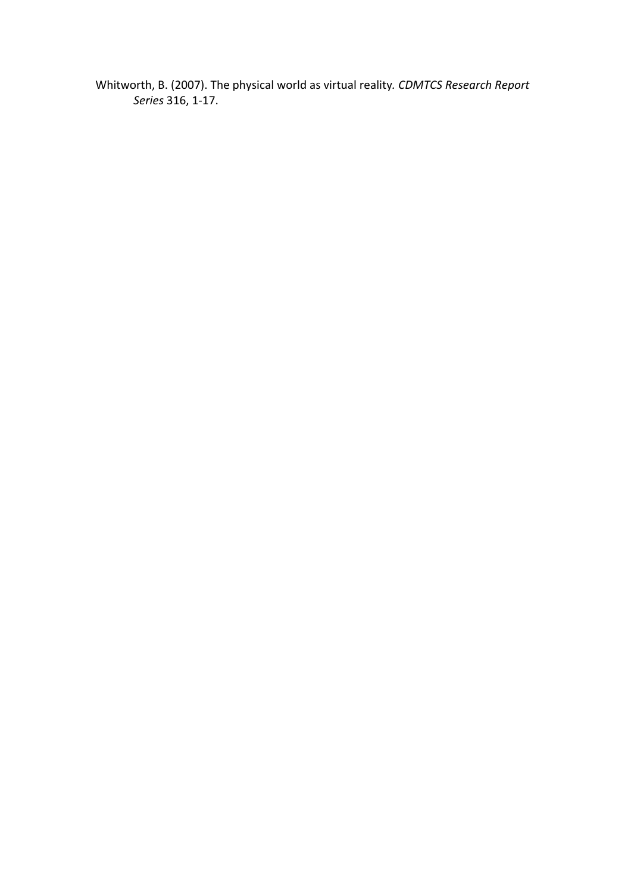Whitworth, B. (2007). The physical world as virtual reality. *CDMTCS Research Report Series* 316, 1-17.